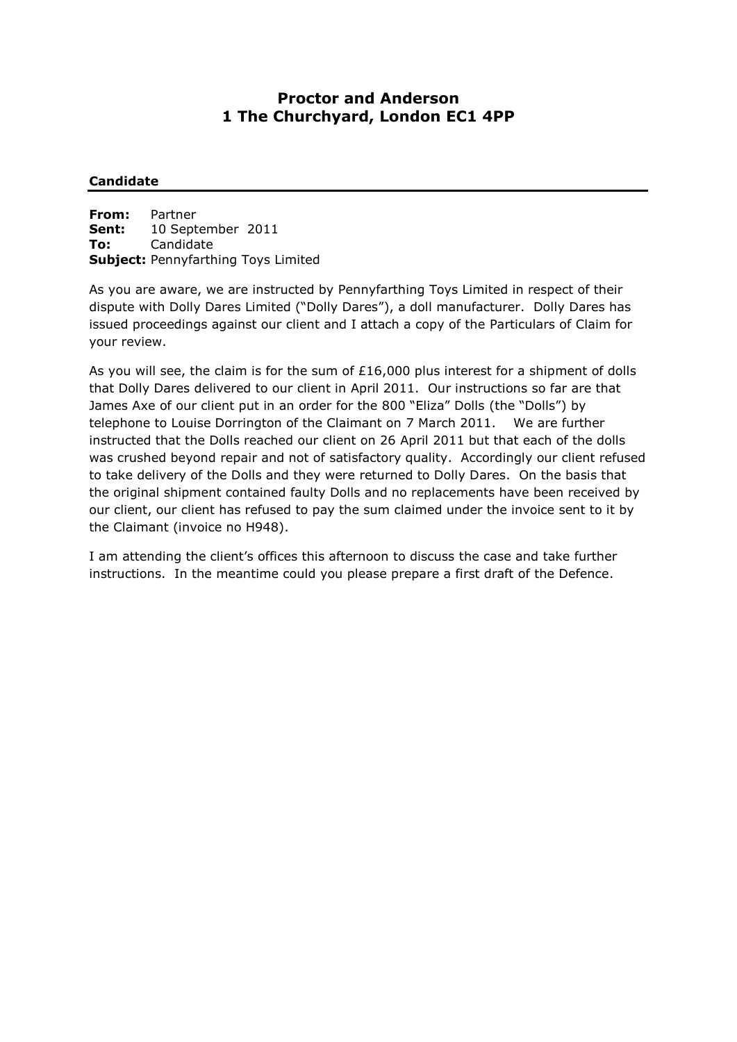# Proctor and Anderson
## 1 The Churchyard, London EC1 4PP

**Candidate**

---

**From:** Partner
**Sent:** 10 September 2011
**To:** Candidate
**Subject:** Pennyfarthing Toys Limited

As you are aware, we are instructed by Pennyfarthing Toys Limited in respect of their dispute with Dolly Dares Limited ("Dolly Dares"), a doll manufacturer. Dolly Dares has issued proceedings against our client and I attach a copy of the Particulars of Claim for your review.

As you will see, the claim is for the sum of £16,000 plus interest for a shipment of dolls that Dolly Dares delivered to our client in April 2011. Our instructions so far are that James Axe of our client put in an order for the 800 "Eliza" Dolls (the "Dolls") by telephone to Louise Dorrington of the Claimant on 7 March 2011. We are further instructed that the Dolls reached our client on 26 April 2011 but that each of the dolls was crushed beyond repair and not of satisfactory quality. Accordingly our client refused to take delivery of the Dolls and they were returned to Dolly Dares. On the basis that the original shipment contained faulty Dolls and no replacements have been received by our client, our client has refused to pay the sum claimed under the invoice sent to it by the Claimant (invoice no H948).

I am attending the client's offices this afternoon to discuss the case and take further instructions. In the meantime could you please prepare a first draft of the Defence.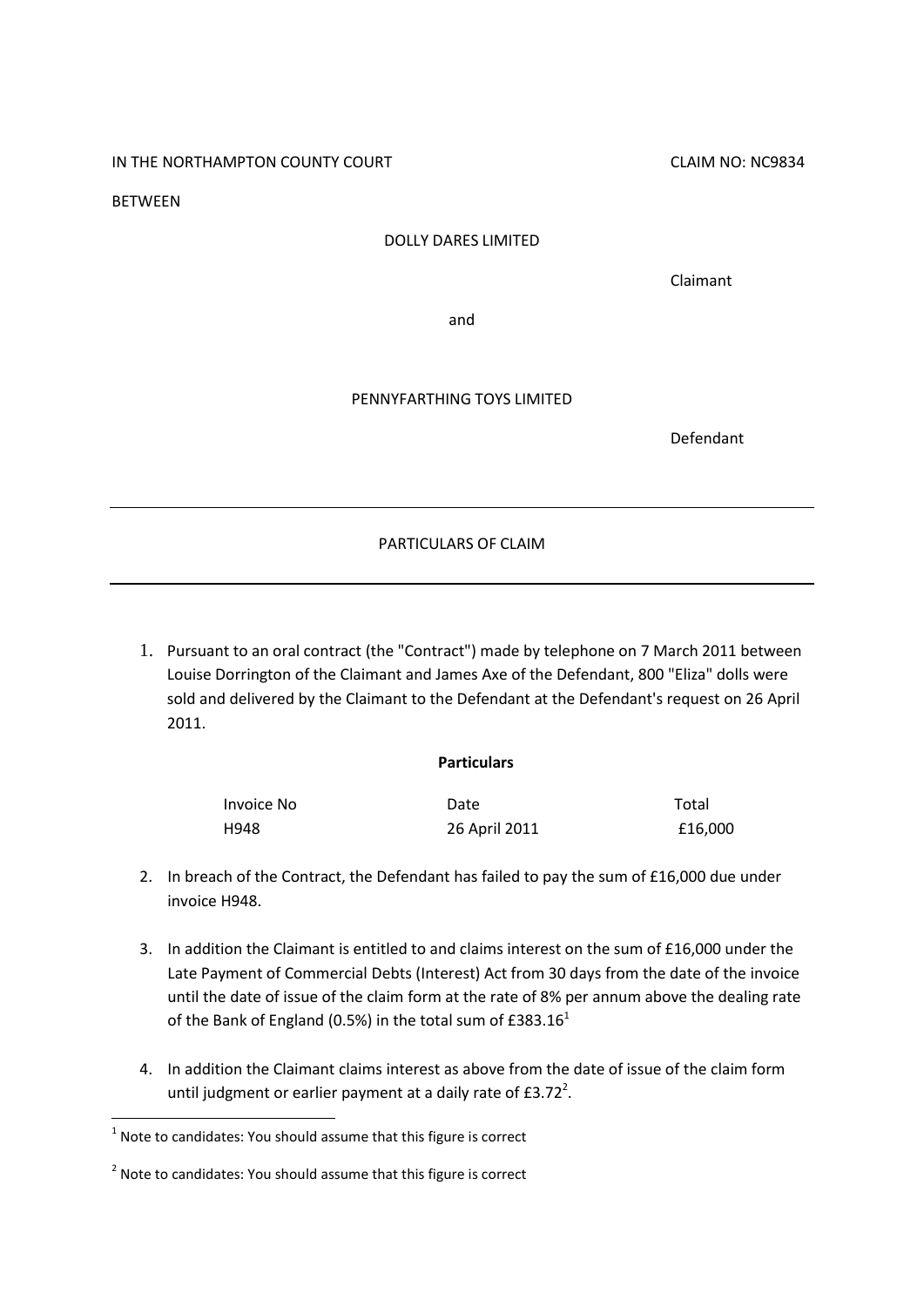IN THE NORTHAMPTON COUNTY COURT CLAIM NO: NC9834

BETWEEN

DOLLY DARES LIMITED

Claimant

and

PENNYFARTHING TOYS LIMITED

Defendant

---

PARTICULARS OF CLAIM

---

1. Pursuant to an oral contract (the "Contract") made by telephone on 7 March 2011 between Louise Dorrington of the Claimant and James Axe of the Defendant, 800 "Eliza" dolls were sold and delivered by the Claimant to the Defendant at the Defendant's request on 26 April 2011.

**Particulars**

| Invoice No | Date | Total |
| --- | --- | --- |
| H948 | 26 April 2011 | £16,000 |

2. In breach of the Contract, the Defendant has failed to pay the sum of £16,000 due under invoice H948.

3. In addition the Claimant is entitled to and claims interest on the sum of £16,000 under the Late Payment of Commercial Debts (Interest) Act from 30 days from the date of the invoice until the date of issue of the claim form at the rate of 8% per annum above the dealing rate of the Bank of England (0.5%) in the total sum of £383.16[1]

4. In addition the Claimant claims interest as above from the date of issue of the claim form until judgment or earlier payment at a daily rate of £3.72[2].

---

[1] Note to candidates: You should assume that this figure is correct

[2] Note to candidates: You should assume that this figure is correct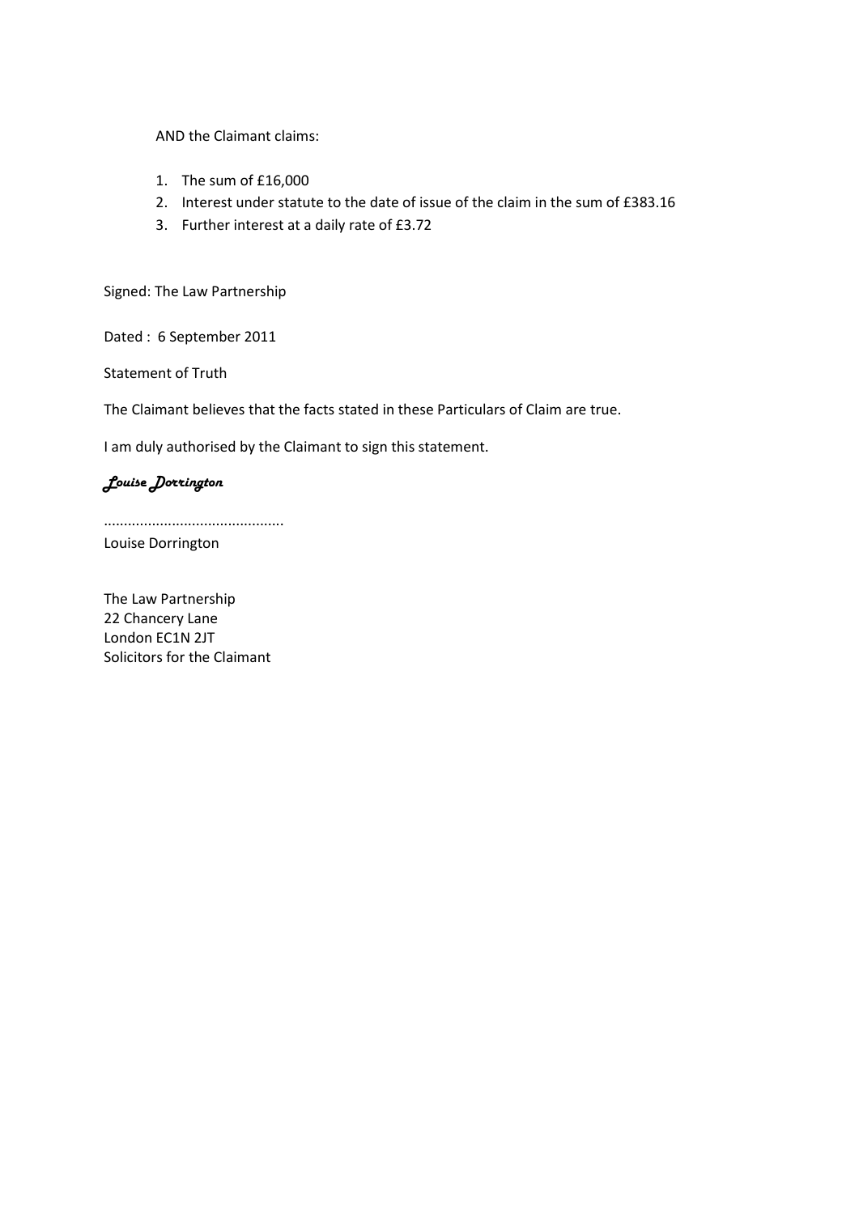AND the Claimant claims:

1. The sum of £16,000
2. Interest under statute to the date of issue of the claim in the sum of £383.16
3. Further interest at a daily rate of £3.72

Signed: The Law Partnership

Dated : 6 September 2011

Statement of Truth

The Claimant believes that the facts stated in these Particulars of Claim are true.

I am duly authorised by the Claimant to sign this statement.

*Louise Dorrington*

............................................
Louise Dorrington

The Law Partnership
22 Chancery Lane
London EC1N 2JT
Solicitors for the Claimant